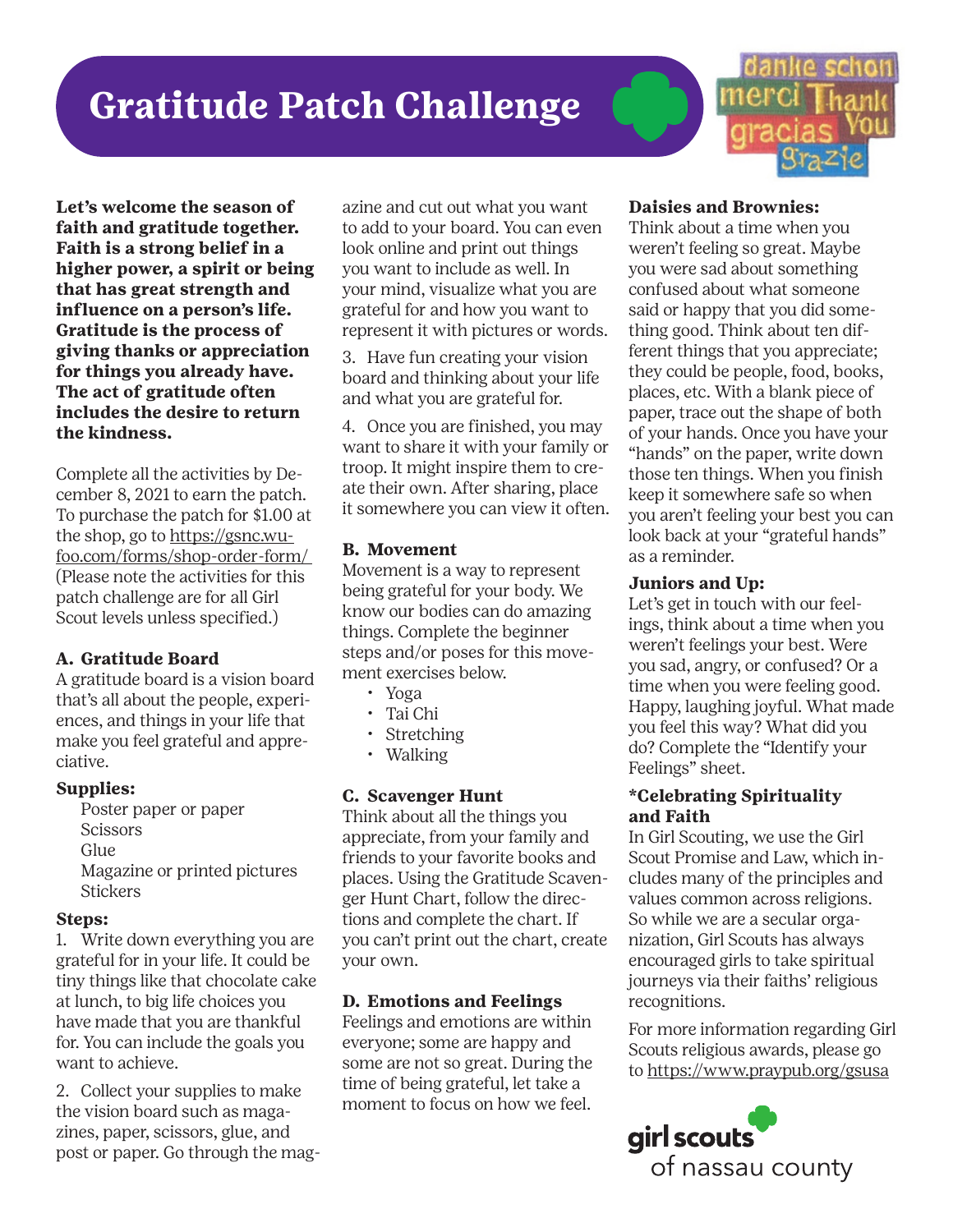# Gratitude Patch Challenge

**Let's welcome the season of faith and gratitude together. Faith is a strong belief in a higher power, a spirit or being that has great strength and influence on a person's life. Gratitude is the process of giving thanks or appreciation for things you already have. The act of gratitude often includes the desire to return the kindness.**

Complete all the activities by December 8, 2021 to earn the patch. To purchase the patch for $1.00 at the shop, go to https://gsnc.wufoo.com/forms/shop-order-form/ (Please note the activities for this patch challenge are for all Girl Scout levels unless specified.)

### A. Gratitude Board

A gratitude board is a vision board that's all about the people, experiences, and things in your life that make you feel grateful and appreciative.

**Supplies:**

Poster paper or paper
Scissors
Glue
Magazine or printed pictures
Stickers

**Steps:**

1. Write down everything you are grateful for in your life. It could be tiny things like that chocolate cake at lunch, to big life choices you have made that you are thankful for. You can include the goals you want to achieve.

2. Collect your supplies to make the vision board such as magazines, paper, scissors, glue, and post or paper. Go through the magazine and cut out what you want to add to your board. You can even look online and print out things you want to include as well. In your mind, visualize what you are grateful for and how you want to represent it with pictures or words.

3. Have fun creating your vision board and thinking about your life and what you are grateful for.

4. Once you are finished, you may want to share it with your family or troop. It might inspire them to create their own. After sharing, place it somewhere you can view it often.

### B. Movement

Movement is a way to represent being grateful for your body. We know our bodies can do amazing things. Complete the beginner steps and/or poses for this movement exercises below.

- Yoga
- Tai Chi
- Stretching
- Walking

### C. Scavenger Hunt

Think about all the things you appreciate, from your family and friends to your favorite books and places. Using the Gratitude Scavenger Hunt Chart, follow the directions and complete the chart. If you can't print out the chart, create your own.

### D. Emotions and Feelings

Feelings and emotions are within everyone; some are happy and some are not so great. During the time of being grateful, let take a moment to focus on how we feel.

**Daisies and Brownies:**

Think about a time when you weren't feeling so great. Maybe you were sad about something confused about what someone said or happy that you did something good. Think about ten different things that you appreciate; they could be people, food, books, places, etc. With a blank piece of paper, trace out the shape of both of your hands. Once you have your "hands" on the paper, write down those ten things. When you finish keep it somewhere safe so when you aren't feeling your best you can look back at your "grateful hands" as a reminder.

**Juniors and Up:**

Let's get in touch with our feelings, think about a time when you weren't feelings your best. Were you sad, angry, or confused? Or a time when you were feeling good. Happy, laughing joyful. What made you feel this way? What did you do? Complete the "Identify your Feelings" sheet.

### *Celebrating Spirituality and Faith

In Girl Scouting, we use the Girl Scout Promise and Law, which includes many of the principles and values common across religions. So while we are a secular organization, Girl Scouts has always encouraged girls to take spiritual journeys via their faiths' religious recognitions.

For more information regarding Girl Scouts religious awards, please go to https://www.praypub.org/gsusa

girl scouts of nassau county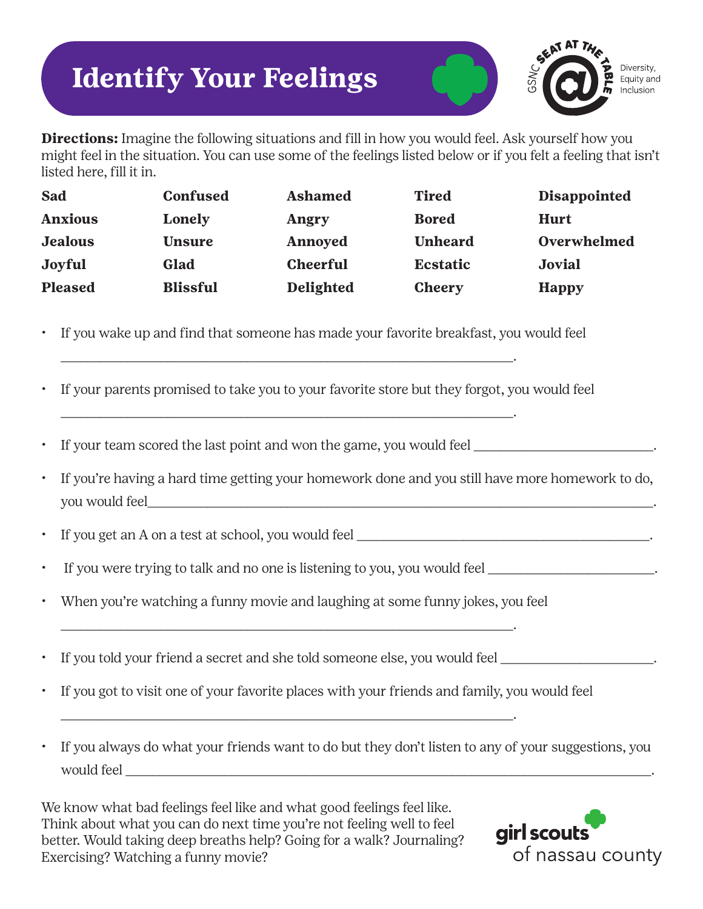# Identify Your Feelings

GSNC SEAT AT THE TABLE — Diversity, Equity and Inclusion

**Directions:** Imagine the following situations and fill in how you would feel. Ask yourself how you might feel in the situation. You can use some of the feelings listed below or if you felt a feeling that isn't listed here, fill it in.

| | | | | |
|---|---|---|---|---|
| **Sad** | **Confused** | **Ashamed** | **Tired** | **Disappointed** |
| **Anxious** | **Lonely** | **Angry** | **Bored** | **Hurt** |
| **Jealous** | **Unsure** | **Annoyed** | **Unheard** | **Overwhelmed** |
| **Joyful** | **Glad** | **Cheerful** | **Ecstatic** | **Jovial** |
| **Pleased** | **Blissful** | **Delighted** | **Cheery** | **Happy** |

- If you wake up and find that someone has made your favorite breakfast, you would feel ______________________________.
- If your parents promised to take you to your favorite store but they forgot, you would feel ______________________________.
- If your team scored the last point and won the game, you would feel ______________________.
- If you're having a hard time getting your homework done and you still have more homework to do, you would feel______________________________.
- If you get an A on a test at school, you would feel ______________________________.
- If you were trying to talk and no one is listening to you, you would feel ______________________.
- When you're watching a funny movie and laughing at some funny jokes, you feel ______________________________.
- If you told your friend a secret and she told someone else, you would feel ______________________.
- If you got to visit one of your favorite places with your friends and family, you would feel ______________________________.
- If you always do what your friends want to do but they don't listen to any of your suggestions, you would feel ______________________________.

We know what bad feelings feel like and what good feelings feel like. Think about what you can do next time you're not feeling well to feel better. Would taking deep breaths help? Going for a walk? Journaling? Exercising? Watching a funny movie?

girl scouts of nassau county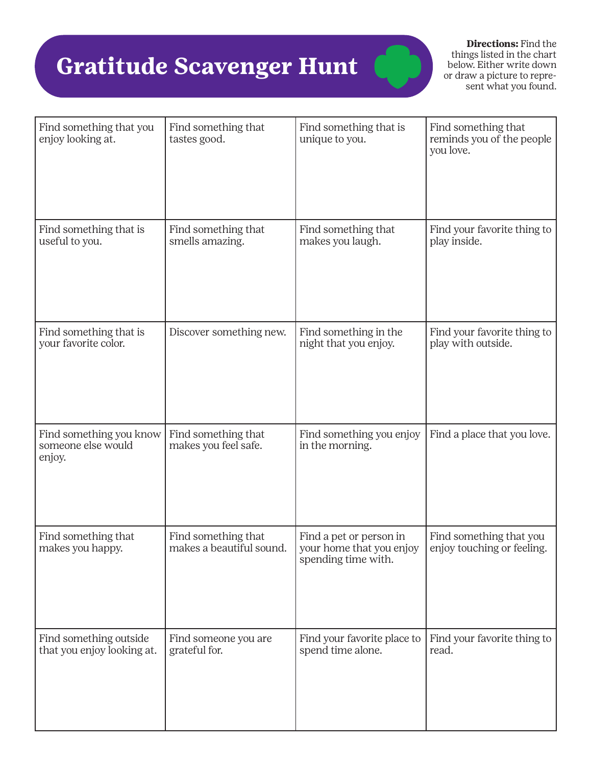# Gratitude Scavenger Hunt

**Directions:** Find the things listed in the chart below. Either write down or draw a picture to represent what you found.

| | | | |
|---|---|---|---|
| Find something that you enjoy looking at. | Find something that tastes good. | Find something that is unique to you. | Find something that reminds you of the people you love. |
| Find something that is useful to you. | Find something that smells amazing. | Find something that makes you laugh. | Find your favorite thing to play inside. |
| Find something that is your favorite color. | Discover something new. | Find something in the night that you enjoy. | Find your favorite thing to play with outside. |
| Find something you know someone else would enjoy. | Find something that makes you feel safe. | Find something you enjoy in the morning. | Find a place that you love. |
| Find something that makes you happy. | Find something that makes a beautiful sound. | Find a pet or person in your home that you enjoy spending time with. | Find something that you enjoy touching or feeling. |
| Find something outside that you enjoy looking at. | Find someone you are grateful for. | Find your favorite place to spend time alone. | Find your favorite thing to read. |